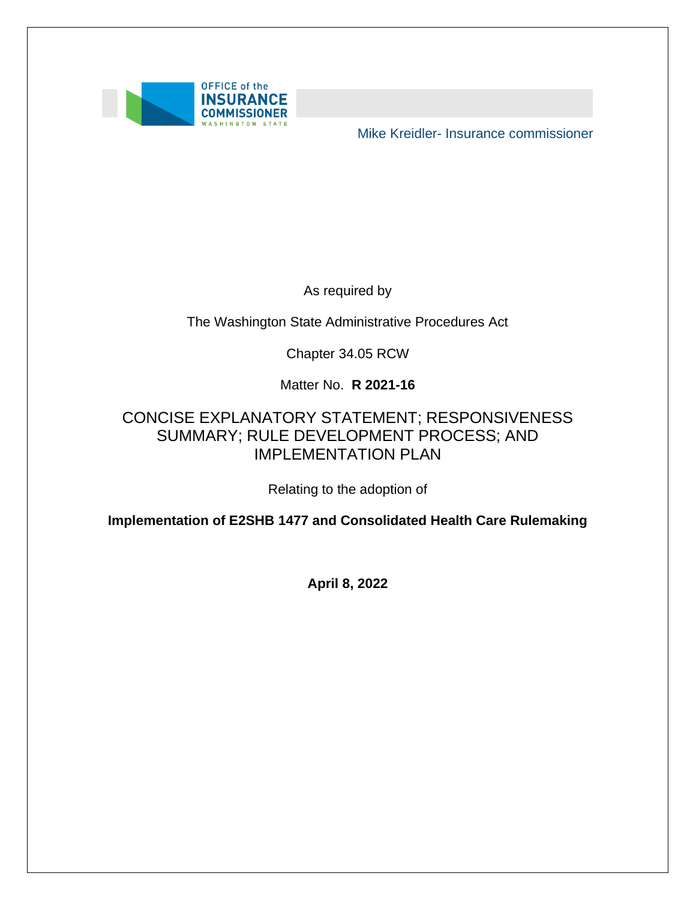OFFICE of the
INSURANCE
COMMISSIONER
WASHINGTON STATE

Mike Kreidler- Insurance commissioner

As required by

The Washington State Administrative Procedures Act

Chapter 34.05 RCW

Matter No. **R 2021-16**

# CONCISE EXPLANATORY STATEMENT; RESPONSIVENESS SUMMARY; RULE DEVELOPMENT PROCESS; AND IMPLEMENTATION PLAN

Relating to the adoption of

**Implementation of E2SHB 1477 and Consolidated Health Care Rulemaking**

**April 8, 2022**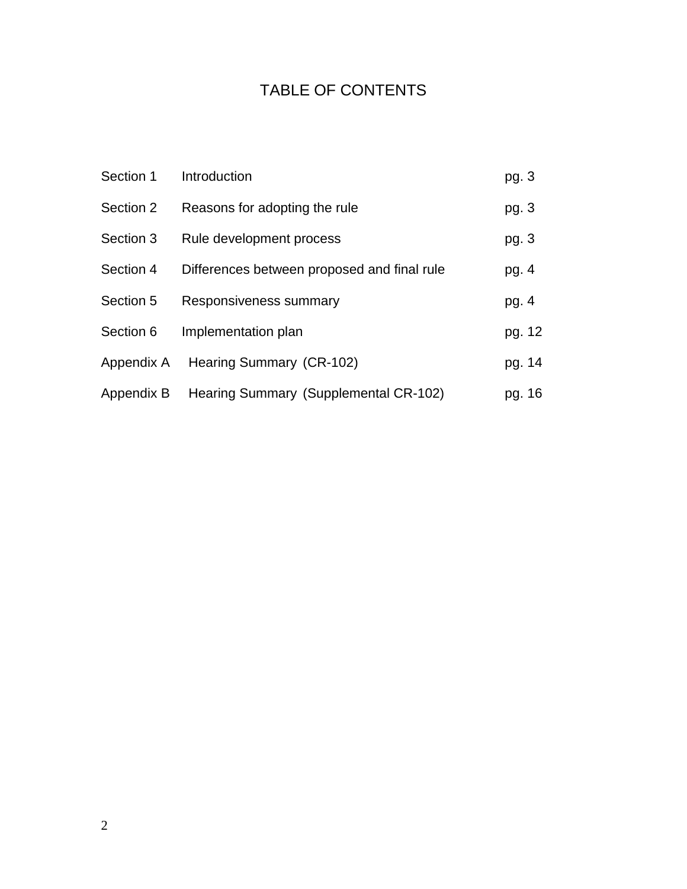# TABLE OF CONTENTS

| | | |
|---|---|---|
| Section 1 | Introduction | pg. 3 |
| Section 2 | Reasons for adopting the rule | pg. 3 |
| Section 3 | Rule development process | pg. 3 |
| Section 4 | Differences between proposed and final rule | pg. 4 |
| Section 5 | Responsiveness summary | pg. 4 |
| Section 6 | Implementation plan | pg. 12 |
| Appendix A | Hearing Summary (CR-102) | pg. 14 |
| Appendix B | Hearing Summary (Supplemental CR-102) | pg. 16 |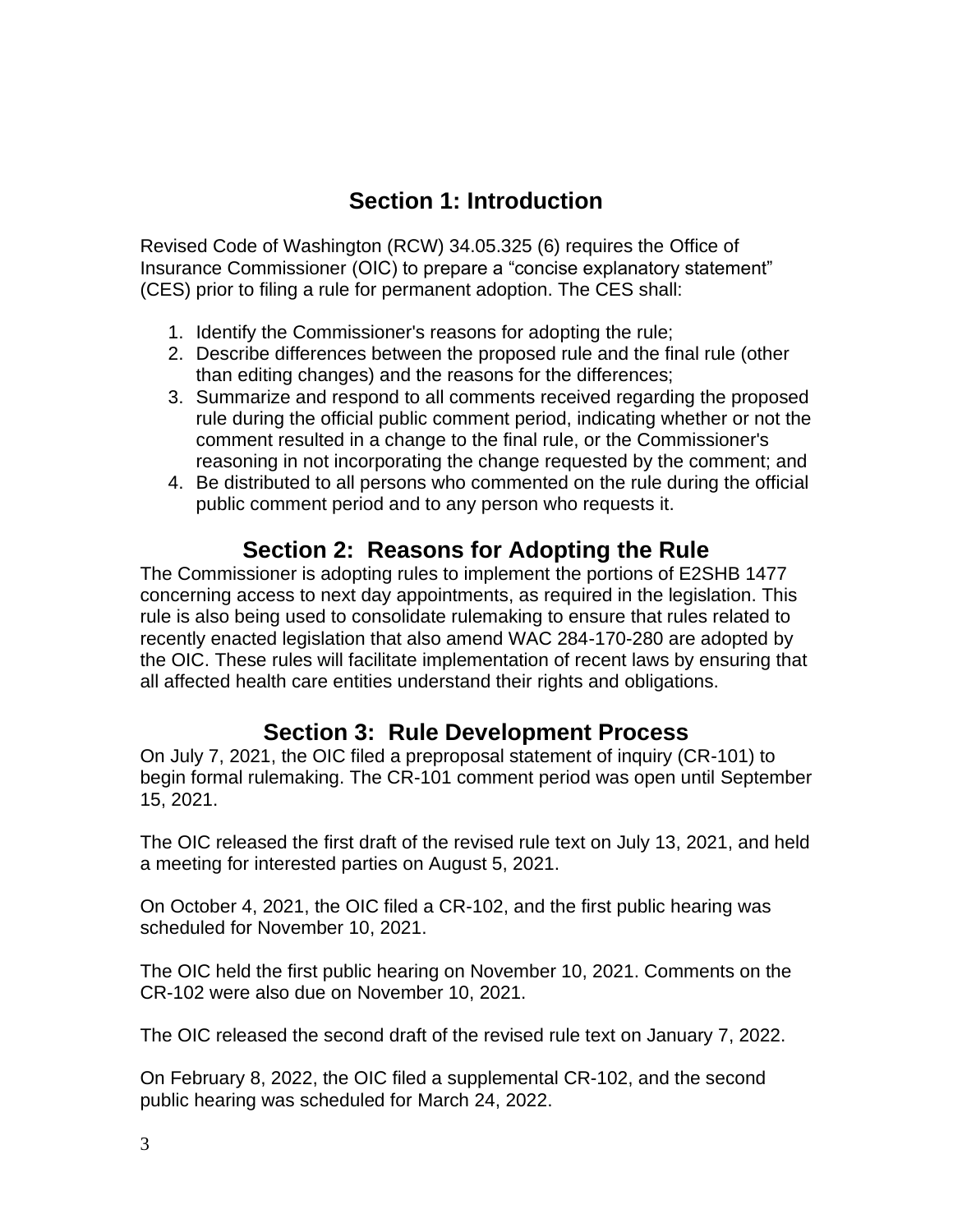## Section 1: Introduction

Revised Code of Washington (RCW) 34.05.325 (6) requires the Office of Insurance Commissioner (OIC) to prepare a “concise explanatory statement” (CES) prior to filing a rule for permanent adoption. The CES shall:

1. Identify the Commissioner's reasons for adopting the rule;
2. Describe differences between the proposed rule and the final rule (other than editing changes) and the reasons for the differences;
3. Summarize and respond to all comments received regarding the proposed rule during the official public comment period, indicating whether or not the comment resulted in a change to the final rule, or the Commissioner's reasoning in not incorporating the change requested by the comment; and
4. Be distributed to all persons who commented on the rule during the official public comment period and to any person who requests it.

## Section 2: Reasons for Adopting the Rule

The Commissioner is adopting rules to implement the portions of E2SHB 1477 concerning access to next day appointments, as required in the legislation. This rule is also being used to consolidate rulemaking to ensure that rules related to recently enacted legislation that also amend WAC 284-170-280 are adopted by the OIC. These rules will facilitate implementation of recent laws by ensuring that all affected health care entities understand their rights and obligations.

## Section 3: Rule Development Process

On July 7, 2021, the OIC filed a preproposal statement of inquiry (CR-101) to begin formal rulemaking. The CR-101 comment period was open until September 15, 2021.

The OIC released the first draft of the revised rule text on July 13, 2021, and held a meeting for interested parties on August 5, 2021.

On October 4, 2021, the OIC filed a CR-102, and the first public hearing was scheduled for November 10, 2021.

The OIC held the first public hearing on November 10, 2021. Comments on the CR-102 were also due on November 10, 2021.

The OIC released the second draft of the revised rule text on January 7, 2022.

On February 8, 2022, the OIC filed a supplemental CR-102, and the second public hearing was scheduled for March 24, 2022.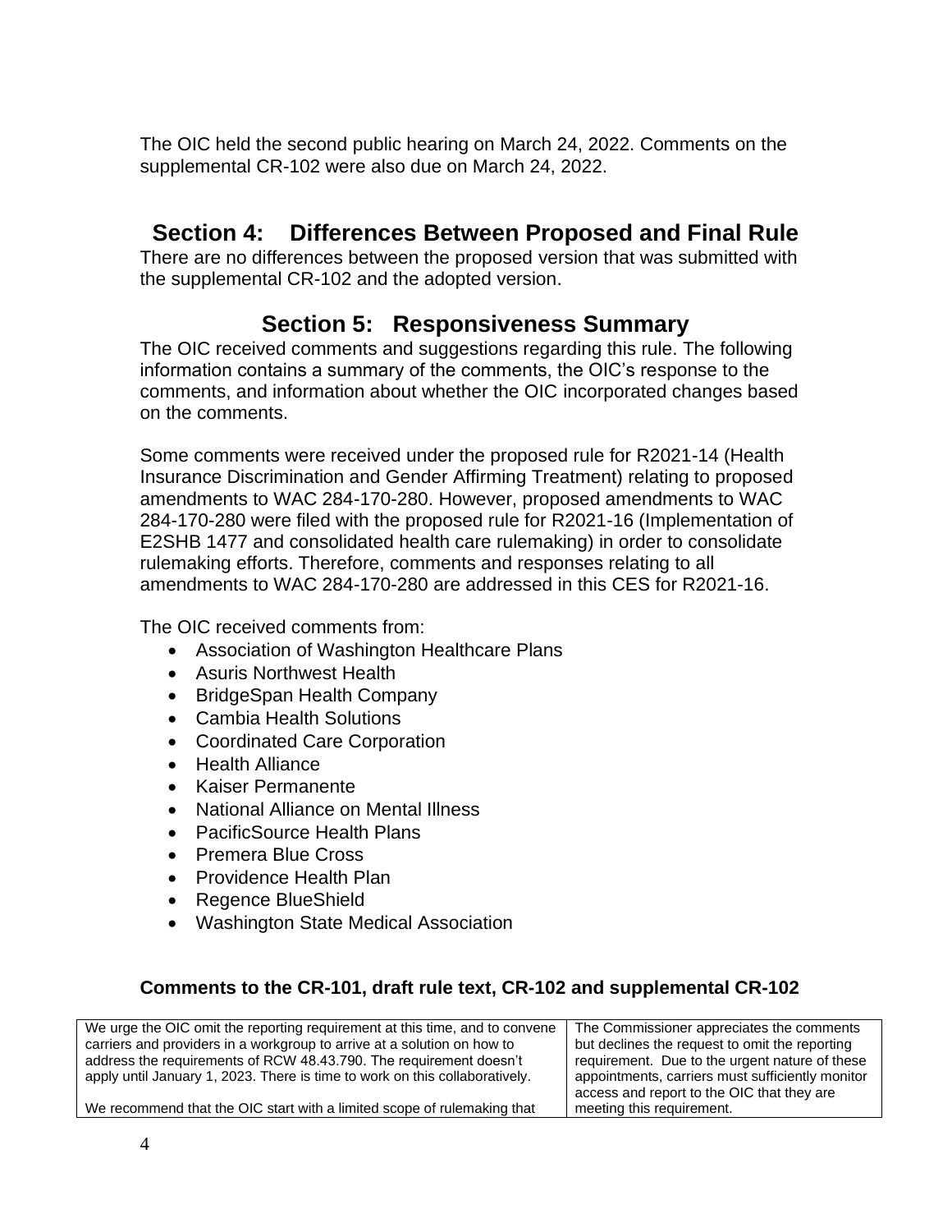The OIC held the second public hearing on March 24, 2022. Comments on the supplemental CR-102 were also due on March 24, 2022.

## Section 4: Differences Between Proposed and Final Rule

There are no differences between the proposed version that was submitted with the supplemental CR-102 and the adopted version.

## Section 5: Responsiveness Summary

The OIC received comments and suggestions regarding this rule. The following information contains a summary of the comments, the OIC's response to the comments, and information about whether the OIC incorporated changes based on the comments.

Some comments were received under the proposed rule for R2021-14 (Health Insurance Discrimination and Gender Affirming Treatment) relating to proposed amendments to WAC 284-170-280. However, proposed amendments to WAC 284-170-280 were filed with the proposed rule for R2021-16 (Implementation of E2SHB 1477 and consolidated health care rulemaking) in order to consolidate rulemaking efforts. Therefore, comments and responses relating to all amendments to WAC 284-170-280 are addressed in this CES for R2021-16.

The OIC received comments from:

- Association of Washington Healthcare Plans
- Asuris Northwest Health
- BridgeSpan Health Company
- Cambia Health Solutions
- Coordinated Care Corporation
- Health Alliance
- Kaiser Permanente
- National Alliance on Mental Illness
- PacificSource Health Plans
- Premera Blue Cross
- Providence Health Plan
- Regence BlueShield
- Washington State Medical Association

### Comments to the CR-101, draft rule text, CR-102 and supplemental CR-102

| | |
|---|---|
| We urge the OIC omit the reporting requirement at this time, and to convene carriers and providers in a workgroup to arrive at a solution on how to address the requirements of RCW 48.43.790. The requirement doesn't apply until January 1, 2023. There is time to work on this collaboratively.<br><br>We recommend that the OIC start with a limited scope of rulemaking that | The Commissioner appreciates the comments but declines the request to omit the reporting requirement. Due to the urgent nature of these appointments, carriers must sufficiently monitor access and report to the OIC that they are meeting this requirement. |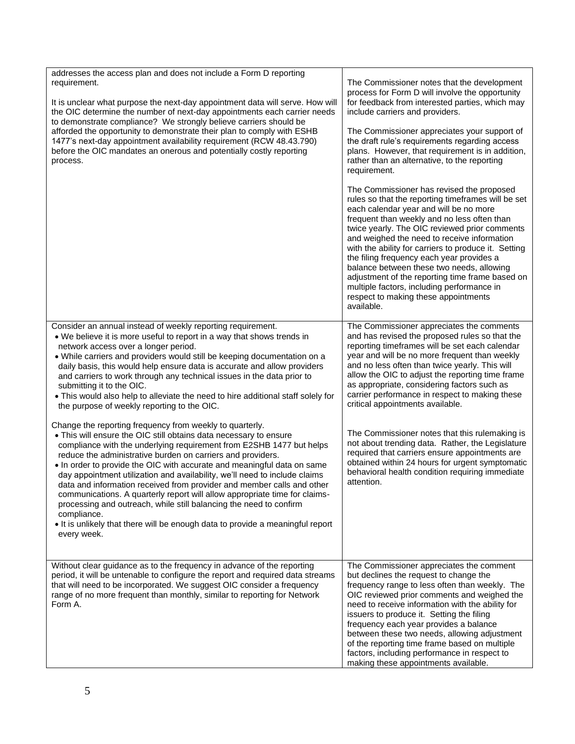| | |
|---|---|
| addresses the access plan and does not include a Form D reporting requirement.<br><br>It is unclear what purpose the next-day appointment data will serve. How will the OIC determine the number of next-day appointments each carrier needs to demonstrate compliance? We strongly believe carriers should be afforded the opportunity to demonstrate their plan to comply with ESHB 1477's next-day appointment availability requirement (RCW 48.43.790) before the OIC mandates an onerous and potentially costly reporting process. | The Commissioner notes that the development process for Form D will involve the opportunity for feedback from interested parties, which may include carriers and providers.<br><br>The Commissioner appreciates your support of the draft rule's requirements regarding access plans. However, that requirement is in addition, rather than an alternative, to the reporting requirement.<br><br>The Commissioner has revised the proposed rules so that the reporting timeframes will be set each calendar year and will be no more frequent than weekly and no less often than twice yearly. The OIC reviewed prior comments and weighed the need to receive information with the ability for carriers to produce it. Setting the filing frequency each year provides a balance between these two needs, allowing adjustment of the reporting time frame based on multiple factors, including performance in respect to making these appointments available. |
| Consider an annual instead of weekly reporting requirement.<br>• We believe it is more useful to report in a way that shows trends in network access over a longer period.<br>• While carriers and providers would still be keeping documentation on a daily basis, this would help ensure data is accurate and allow providers and carriers to work through any technical issues in the data prior to submitting it to the OIC.<br>• This would also help to alleviate the need to hire additional staff solely for the purpose of weekly reporting to the OIC.<br><br>Change the reporting frequency from weekly to quarterly.<br>• This will ensure the OIC still obtains data necessary to ensure compliance with the underlying requirement from E2SHB 1477 but helps reduce the administrative burden on carriers and providers.<br>• In order to provide the OIC with accurate and meaningful data on same day appointment utilization and availability, we'll need to include claims data and information received from provider and member calls and other communications. A quarterly report will allow appropriate time for claims-processing and outreach, while still balancing the need to confirm compliance.<br>• It is unlikely that there will be enough data to provide a meaningful report every week. | The Commissioner appreciates the comments and has revised the proposed rules so that the reporting timeframes will be set each calendar year and will be no more frequent than weekly and no less often than twice yearly. This will allow the OIC to adjust the reporting time frame as appropriate, considering factors such as carrier performance in respect to making these critical appointments available.<br><br>The Commissioner notes that this rulemaking is not about trending data. Rather, the Legislature required that carriers ensure appointments are obtained within 24 hours for urgent symptomatic behavioral health condition requiring immediate attention. |
| Without clear guidance as to the frequency in advance of the reporting period, it will be untenable to configure the report and required data streams that will need to be incorporated. We suggest OIC consider a frequency range of no more frequent than monthly, similar to reporting for Network Form A. | The Commissioner appreciates the comment but declines the request to change the frequency range to less often than weekly. The OIC reviewed prior comments and weighed the need to receive information with the ability for issuers to produce it. Setting the filing frequency each year provides a balance between these two needs, allowing adjustment of the reporting time frame based on multiple factors, including performance in respect to making these appointments available. |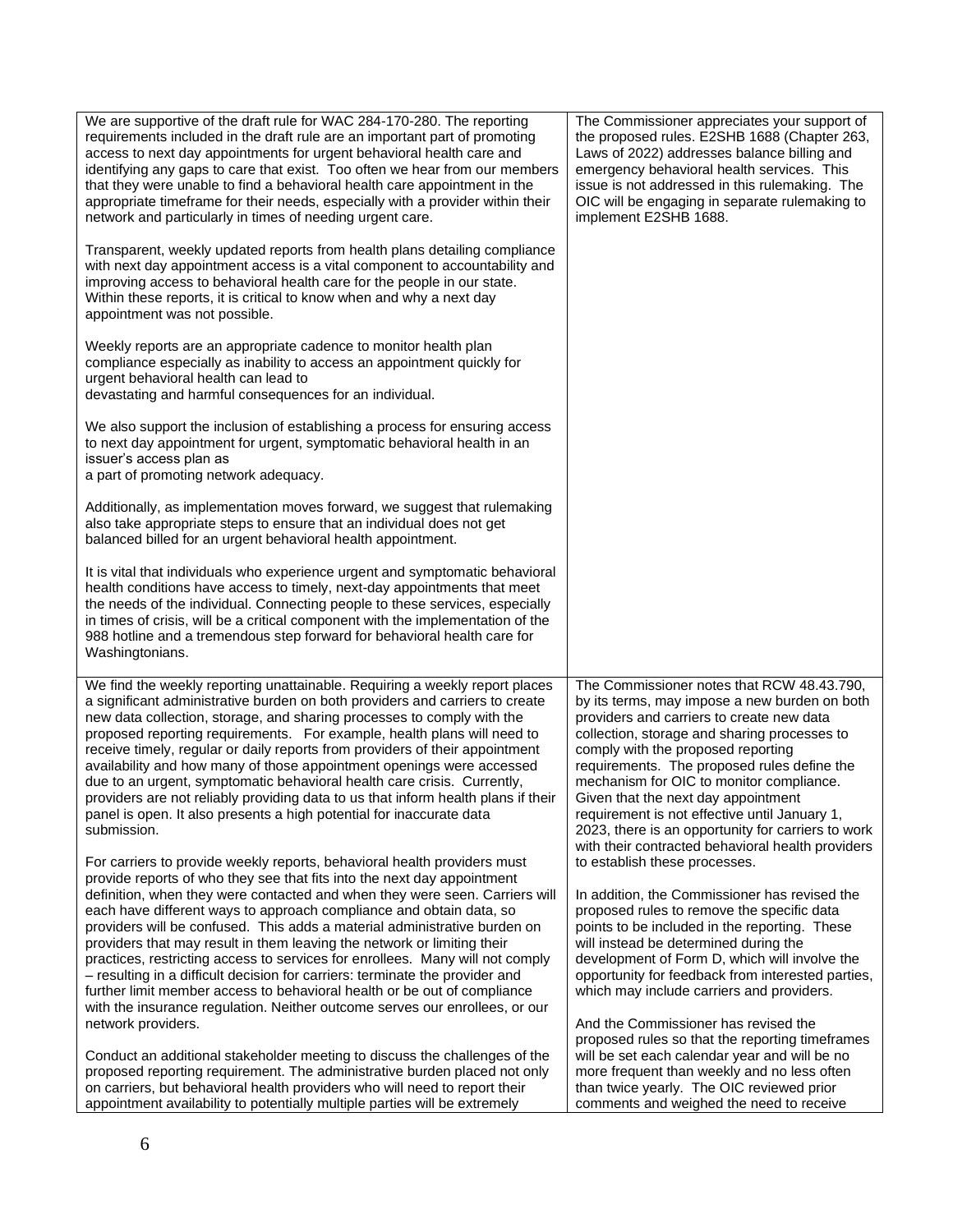| | |
|---|---|
| We are supportive of the draft rule for WAC 284-170-280. The reporting requirements included in the draft rule are an important part of promoting access to next day appointments for urgent behavioral health care and identifying any gaps to care that exist. Too often we hear from our members that they were unable to find a behavioral health care appointment in the appropriate timeframe for their needs, especially with a provider within their network and particularly in times of needing urgent care.<br><br>Transparent, weekly updated reports from health plans detailing compliance with next day appointment access is a vital component to accountability and improving access to behavioral health care for the people in our state. Within these reports, it is critical to know when and why a next day appointment was not possible.<br><br>Weekly reports are an appropriate cadence to monitor health plan compliance especially as inability to access an appointment quickly for urgent behavioral health can lead to devastating and harmful consequences for an individual.<br><br>We also support the inclusion of establishing a process for ensuring access to next day appointment for urgent, symptomatic behavioral health in an issuer's access plan as a part of promoting network adequacy.<br><br>Additionally, as implementation moves forward, we suggest that rulemaking also take appropriate steps to ensure that an individual does not get balanced billed for an urgent behavioral health appointment.<br><br>It is vital that individuals who experience urgent and symptomatic behavioral health conditions have access to timely, next-day appointments that meet the needs of the individual. Connecting people to these services, especially in times of crisis, will be a critical component with the implementation of the 988 hotline and a tremendous step forward for behavioral health care for Washingtonians. | The Commissioner appreciates your support of the proposed rules. E2SHB 1688 (Chapter 263, Laws of 2022) addresses balance billing and emergency behavioral health services. This issue is not addressed in this rulemaking. The OIC will be engaging in separate rulemaking to implement E2SHB 1688. |
| We find the weekly reporting unattainable. Requiring a weekly report places a significant administrative burden on both providers and carriers to create new data collection, storage, and sharing processes to comply with the proposed reporting requirements. For example, health plans will need to receive timely, regular or daily reports from providers of their appointment availability and how many of those appointment openings were accessed due to an urgent, symptomatic behavioral health care crisis. Currently, providers are not reliably providing data to us that inform health plans if their panel is open. It also presents a high potential for inaccurate data submission.<br><br>For carriers to provide weekly reports, behavioral health providers must provide reports of who they see that fits into the next day appointment definition, when they were contacted and when they were seen. Carriers will each have different ways to approach compliance and obtain data, so providers will be confused. This adds a material administrative burden on providers that may result in them leaving the network or limiting their practices, restricting access to services for enrollees. Many will not comply – resulting in a difficult decision for carriers: terminate the provider and further limit member access to behavioral health or be out of compliance with the insurance regulation. Neither outcome serves our enrollees, or our network providers.<br><br>Conduct an additional stakeholder meeting to discuss the challenges of the proposed reporting requirement. The administrative burden placed not only on carriers, but behavioral health providers who will need to report their appointment availability to potentially multiple parties will be extremely | The Commissioner notes that RCW 48.43.790, by its terms, may impose a new burden on both providers and carriers to create new data collection, storage and sharing processes to comply with the proposed reporting requirements. The proposed rules define the mechanism for OIC to monitor compliance. Given that the next day appointment requirement is not effective until January 1, 2023, there is an opportunity for carriers to work with their contracted behavioral health providers to establish these processes.<br><br>In addition, the Commissioner has revised the proposed rules to remove the specific data points to be included in the reporting. These will instead be determined during the development of Form D, which will involve the opportunity for feedback from interested parties, which may include carriers and providers.<br><br>And the Commissioner has revised the proposed rules so that the reporting timeframes will be set each calendar year and will be no more frequent than weekly and no less often than twice yearly. The OIC reviewed prior comments and weighed the need to receive |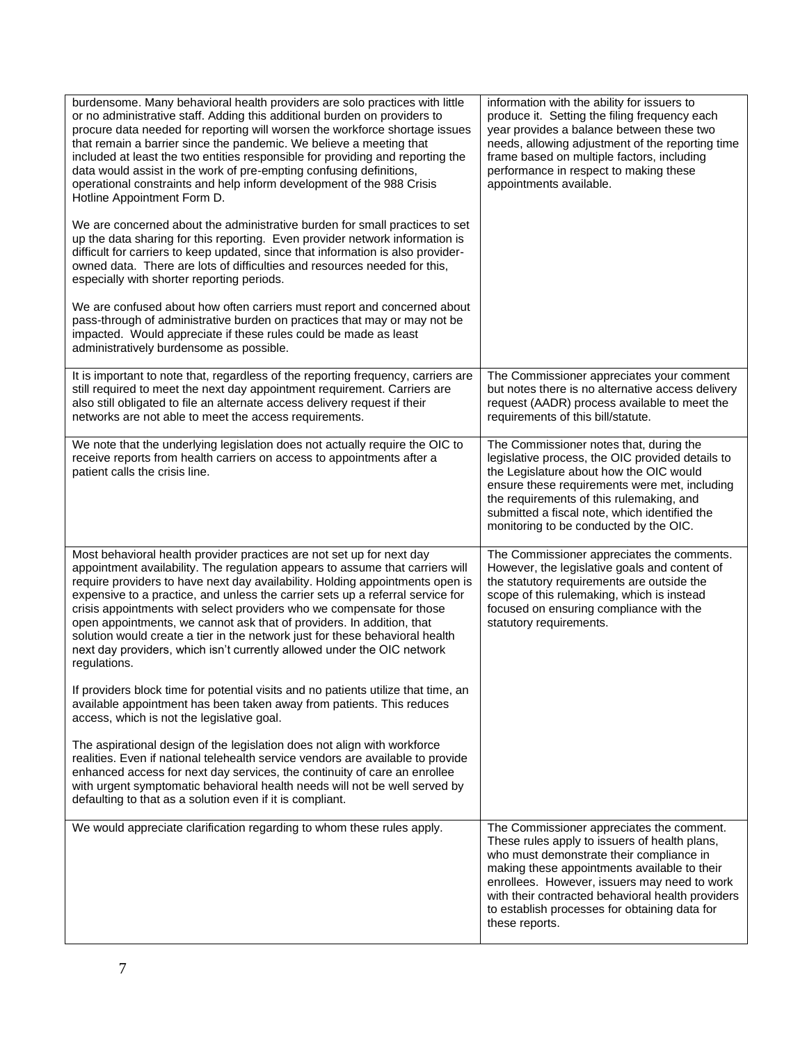| | |
|---|---|
| burdensome. Many behavioral health providers are solo practices with little or no administrative staff. Adding this additional burden on providers to procure data needed for reporting will worsen the workforce shortage issues that remain a barrier since the pandemic. We believe a meeting that included at least the two entities responsible for providing and reporting the data would assist in the work of pre-empting confusing definitions, operational constraints and help inform development of the 988 Crisis Hotline Appointment Form D.<br><br>We are concerned about the administrative burden for small practices to set up the data sharing for this reporting. Even provider network information is difficult for carriers to keep updated, since that information is also provider-owned data. There are lots of difficulties and resources needed for this, especially with shorter reporting periods.<br><br>We are confused about how often carriers must report and concerned about pass-through of administrative burden on practices that may or may not be impacted. Would appreciate if these rules could be made as least administratively burdensome as possible. | information with the ability for issuers to produce it. Setting the filing frequency each year provides a balance between these two needs, allowing adjustment of the reporting time frame based on multiple factors, including performance in respect to making these appointments available. |
| It is important to note that, regardless of the reporting frequency, carriers are still required to meet the next day appointment requirement. Carriers are also still obligated to file an alternate access delivery request if their networks are not able to meet the access requirements. | The Commissioner appreciates your comment but notes there is no alternative access delivery request (AADR) process available to meet the requirements of this bill/statute. |
| We note that the underlying legislation does not actually require the OIC to receive reports from health carriers on access to appointments after a patient calls the crisis line. | The Commissioner notes that, during the legislative process, the OIC provided details to the Legislature about how the OIC would ensure these requirements were met, including the requirements of this rulemaking, and submitted a fiscal note, which identified the monitoring to be conducted by the OIC. |
| Most behavioral health provider practices are not set up for next day appointment availability. The regulation appears to assume that carriers will require providers to have next day availability. Holding appointments open is expensive to a practice, and unless the carrier sets up a referral service for crisis appointments with select providers who we compensate for those open appointments, we cannot ask that of providers. In addition, that solution would create a tier in the network just for these behavioral health next day providers, which isn't currently allowed under the OIC network regulations.<br><br>If providers block time for potential visits and no patients utilize that time, an available appointment has been taken away from patients. This reduces access, which is not the legislative goal.<br><br>The aspirational design of the legislation does not align with workforce realities. Even if national telehealth service vendors are available to provide enhanced access for next day services, the continuity of care an enrollee with urgent symptomatic behavioral health needs will not be well served by defaulting to that as a solution even if it is compliant. | The Commissioner appreciates the comments. However, the legislative goals and content of the statutory requirements are outside the scope of this rulemaking, which is instead focused on ensuring compliance with the statutory requirements. |
| We would appreciate clarification regarding to whom these rules apply. | The Commissioner appreciates the comment. These rules apply to issuers of health plans, who must demonstrate their compliance in making these appointments available to their enrollees. However, issuers may need to work with their contracted behavioral health providers to establish processes for obtaining data for these reports. |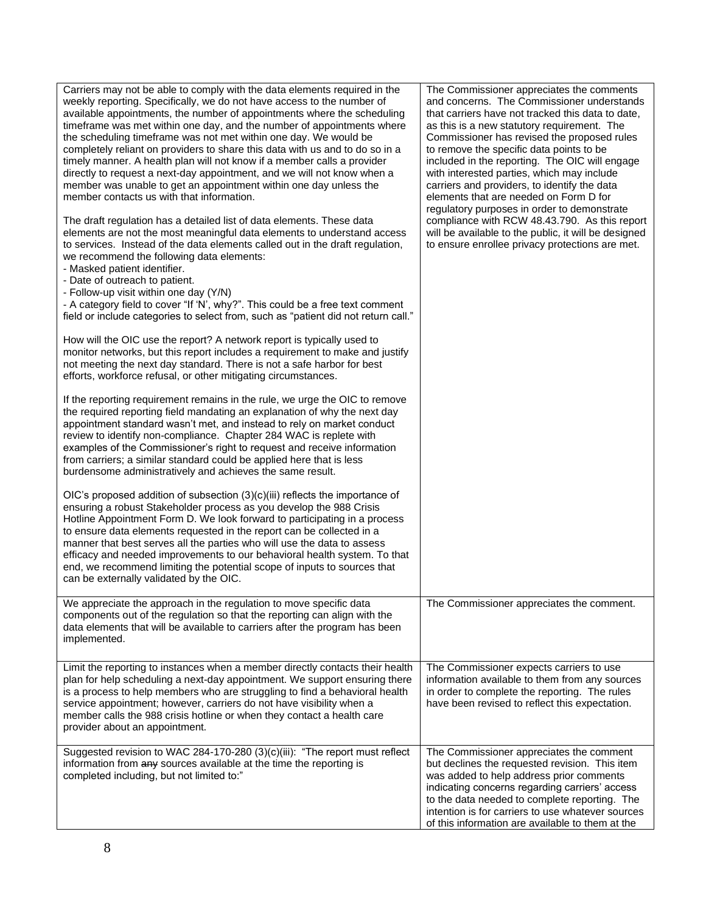| | |
|---|---|
| Carriers may not be able to comply with the data elements required in the weekly reporting. Specifically, we do not have access to the number of available appointments, the number of appointments where the scheduling timeframe was met within one day, and the number of appointments where the scheduling timeframe was not met within one day. We would be completely reliant on providers to share this data with us and to do so in a timely manner. A health plan will not know if a member calls a provider directly to request a next-day appointment, and we will not know when a member was unable to get an appointment within one day unless the member contacts us with that information.<br><br>The draft regulation has a detailed list of data elements. These data elements are not the most meaningful data elements to understand access to services. Instead of the data elements called out in the draft regulation, we recommend the following data elements:<br>- Masked patient identifier.<br>- Date of outreach to patient.<br>- Follow-up visit within one day (Y/N)<br>- A category field to cover "If 'N', why?". This could be a free text comment field or include categories to select from, such as "patient did not return call."<br><br>How will the OIC use the report? A network report is typically used to monitor networks, but this report includes a requirement to make and justify not meeting the next day standard. There is not a safe harbor for best efforts, workforce refusal, or other mitigating circumstances.<br><br>If the reporting requirement remains in the rule, we urge the OIC to remove the required reporting field mandating an explanation of why the next day appointment standard wasn't met, and instead to rely on market conduct review to identify non-compliance. Chapter 284 WAC is replete with examples of the Commissioner's right to request and receive information from carriers; a similar standard could be applied here that is less burdensome administratively and achieves the same result.<br><br>OIC's proposed addition of subsection (3)(c)(iii) reflects the importance of ensuring a robust Stakeholder process as you develop the 988 Crisis Hotline Appointment Form D. We look forward to participating in a process to ensure data elements requested in the report can be collected in a manner that best serves all the parties who will use the data to assess efficacy and needed improvements to our behavioral health system. To that end, we recommend limiting the potential scope of inputs to sources that can be externally validated by the OIC. | The Commissioner appreciates the comments and concerns. The Commissioner understands that carriers have not tracked this data to date, as this is a new statutory requirement. The Commissioner has revised the proposed rules to remove the specific data points to be included in the reporting. The OIC will engage with interested parties, which may include carriers and providers, to identify the data elements that are needed on Form D for regulatory purposes in order to demonstrate compliance with RCW 48.43.790. As this report will be available to the public, it will be designed to ensure enrollee privacy protections are met. |
| We appreciate the approach in the regulation to move specific data components out of the regulation so that the reporting can align with the data elements that will be available to carriers after the program has been implemented. | The Commissioner appreciates the comment. |
| Limit the reporting to instances when a member directly contacts their health plan for help scheduling a next-day appointment. We support ensuring there is a process to help members who are struggling to find a behavioral health service appointment; however, carriers do not have visibility when a member calls the 988 crisis hotline or when they contact a health care provider about an appointment. | The Commissioner expects carriers to use information available to them from any sources in order to complete the reporting. The rules have been revised to reflect this expectation. |
| Suggested revision to WAC 284-170-280 (3)(c)(iii): "The report must reflect information from ~~any~~ sources available at the time the reporting is completed including, but not limited to:" | The Commissioner appreciates the comment but declines the requested revision. This item was added to help address prior comments indicating concerns regarding carriers' access to the data needed to complete reporting. The intention is for carriers to use whatever sources of this information are available to them at the |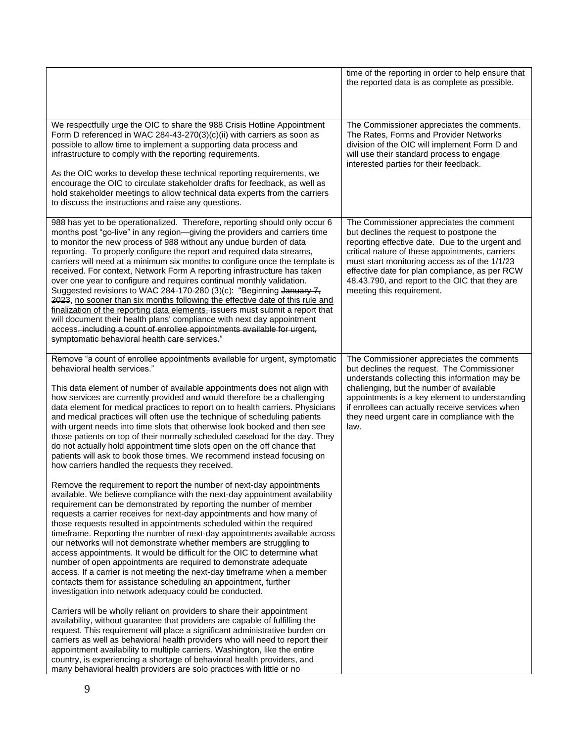| | |
|---|---|
| | time of the reporting in order to help ensure that the reported data is as complete as possible. |
| We respectfully urge the OIC to share the 988 Crisis Hotline Appointment Form D referenced in WAC 284-43-270(3)(c)(ii) with carriers as soon as possible to allow time to implement a supporting data process and infrastructure to comply with the reporting requirements.<br><br>As the OIC works to develop these technical reporting requirements, we encourage the OIC to circulate stakeholder drafts for feedback, as well as hold stakeholder meetings to allow technical data experts from the carriers to discuss the instructions and raise any questions. | The Commissioner appreciates the comments. The Rates, Forms and Provider Networks division of the OIC will implement Form D and will use their standard process to engage interested parties for their feedback. |
| 988 has yet to be operationalized. Therefore, reporting should only occur 6 months post "go-live" in any region—giving the providers and carriers time to monitor the new process of 988 without any undue burden of data reporting. To properly configure the report and required data streams, carriers will need at a minimum six months to configure once the template is received. For context, Network Form A reporting infrastructure has taken over one year to configure and requires continual monthly validation. Suggested revisions to WAC 284-170-280 (3)(c): "Beginning ~~January 7, 2023~~, <u>no sooner than six months following the effective date of this rule and finalization of the reporting data elements</u>~~.~~ issuers must submit a report that will document their health plans' compliance with next day appointment access~~. including a count of enrollee appointments available for urgent, symptomatic behavioral health care services.~~" | The Commissioner appreciates the comment but declines the request to postpone the reporting effective date. Due to the urgent and critical nature of these appointments, carriers must start monitoring access as of the 1/1/23 effective date for plan compliance, as per RCW 48.43.790, and report to the OIC that they are meeting this requirement. |
| Remove "a count of enrollee appointments available for urgent, symptomatic behavioral health services."<br><br>This data element of number of available appointments does not align with how services are currently provided and would therefore be a challenging data element for medical practices to report on to health carriers. Physicians and medical practices will often use the technique of scheduling patients with urgent needs into time slots that otherwise look booked and then see those patients on top of their normally scheduled caseload for the day. They do not actually hold appointment time slots open on the off chance that patients will ask to book those times. We recommend instead focusing on how carriers handled the requests they received.<br><br>Remove the requirement to report the number of next-day appointments available. We believe compliance with the next-day appointment availability requirement can be demonstrated by reporting the number of member requests a carrier receives for next-day appointments and how many of those requests resulted in appointments scheduled within the required timeframe. Reporting the number of next-day appointments available across our networks will not demonstrate whether members are struggling to access appointments. It would be difficult for the OIC to determine what number of open appointments are required to demonstrate adequate access. If a carrier is not meeting the next-day timeframe when a member contacts them for assistance scheduling an appointment, further investigation into network adequacy could be conducted.<br><br>Carriers will be wholly reliant on providers to share their appointment availability, without guarantee that providers are capable of fulfilling the request. This requirement will place a significant administrative burden on carriers as well as behavioral health providers who will need to report their appointment availability to multiple carriers. Washington, like the entire country, is experiencing a shortage of behavioral health providers, and many behavioral health providers are solo practices with little or no | The Commissioner appreciates the comments but declines the request. The Commissioner understands collecting this information may be challenging, but the number of available appointments is a key element to understanding if enrollees can actually receive services when they need urgent care in compliance with the law. |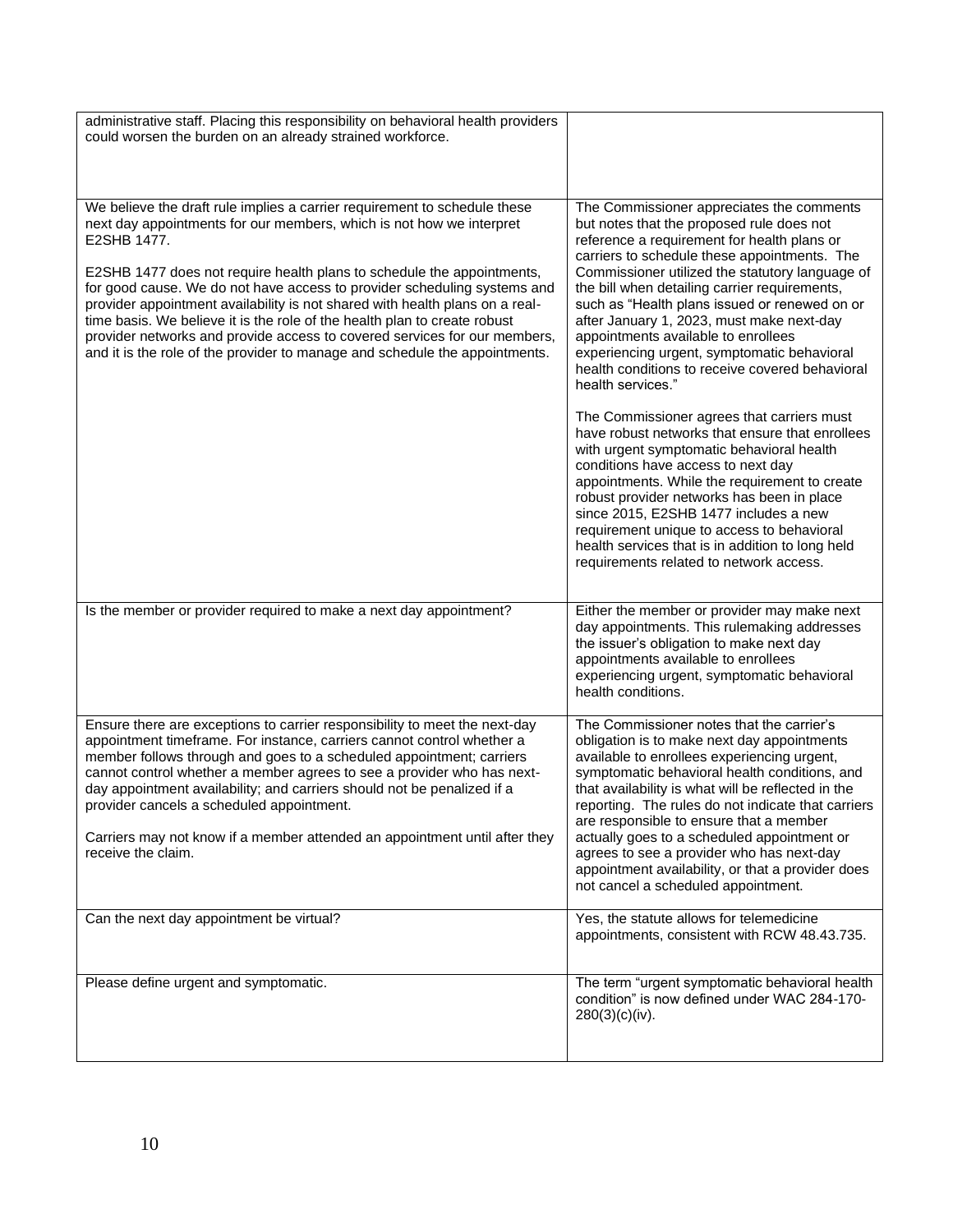| | |
|---|---|
| administrative staff. Placing this responsibility on behavioral health providers could worsen the burden on an already strained workforce. | |
| We believe the draft rule implies a carrier requirement to schedule these next day appointments for our members, which is not how we interpret E2SHB 1477.<br><br>E2SHB 1477 does not require health plans to schedule the appointments, for good cause. We do not have access to provider scheduling systems and provider appointment availability is not shared with health plans on a real-time basis. We believe it is the role of the health plan to create robust provider networks and provide access to covered services for our members, and it is the role of the provider to manage and schedule the appointments. | The Commissioner appreciates the comments but notes that the proposed rule does not reference a requirement for health plans or carriers to schedule these appointments. The Commissioner utilized the statutory language of the bill when detailing carrier requirements, such as "Health plans issued or renewed on or after January 1, 2023, must make next-day appointments available to enrollees experiencing urgent, symptomatic behavioral health conditions to receive covered behavioral health services."<br><br>The Commissioner agrees that carriers must have robust networks that ensure that enrollees with urgent symptomatic behavioral health conditions have access to next day appointments. While the requirement to create robust provider networks has been in place since 2015, E2SHB 1477 includes a new requirement unique to access to behavioral health services that is in addition to long held requirements related to network access. |
| Is the member or provider required to make a next day appointment? | Either the member or provider may make next day appointments. This rulemaking addresses the issuer's obligation to make next day appointments available to enrollees experiencing urgent, symptomatic behavioral health conditions. |
| Ensure there are exceptions to carrier responsibility to meet the next-day appointment timeframe. For instance, carriers cannot control whether a member follows through and goes to a scheduled appointment; carriers cannot control whether a member agrees to see a provider who has next-day appointment availability; and carriers should not be penalized if a provider cancels a scheduled appointment.<br><br>Carriers may not know if a member attended an appointment until after they receive the claim. | The Commissioner notes that the carrier's obligation is to make next day appointments available to enrollees experiencing urgent, symptomatic behavioral health conditions, and that availability is what will be reflected in the reporting. The rules do not indicate that carriers are responsible to ensure that a member actually goes to a scheduled appointment or agrees to see a provider who has next-day appointment availability, or that a provider does not cancel a scheduled appointment. |
| Can the next day appointment be virtual? | Yes, the statute allows for telemedicine appointments, consistent with RCW 48.43.735. |
| Please define urgent and symptomatic. | The term "urgent symptomatic behavioral health condition" is now defined under WAC 284-170-280(3)(c)(iv). |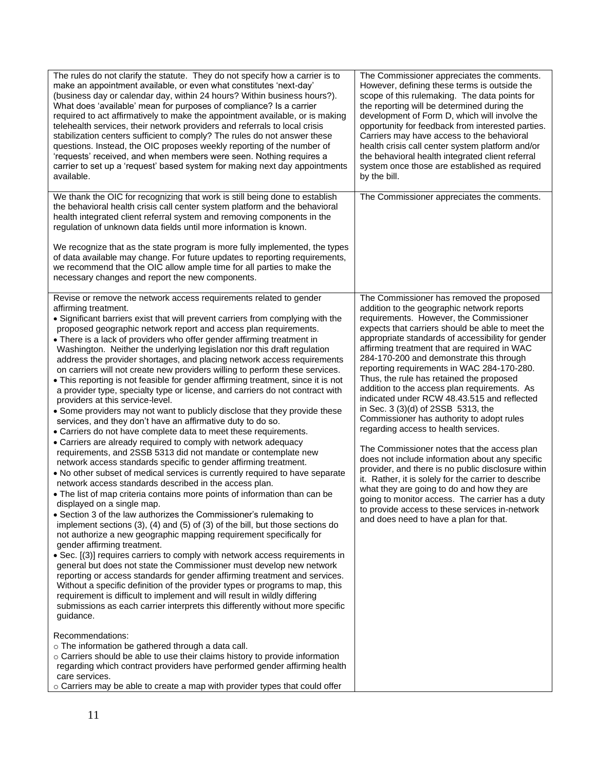| | |
|---|---|
| The rules do not clarify the statute. They do not specify how a carrier is to make an appointment available, or even what constitutes 'next-day' (business day or calendar day, within 24 hours? Within business hours?). What does 'available' mean for purposes of compliance? Is a carrier required to act affirmatively to make the appointment available, or is making telehealth services, their network providers and referrals to local crisis stabilization centers sufficient to comply? The rules do not answer these questions. Instead, the OIC proposes weekly reporting of the number of 'requests' received, and when members were seen. Nothing requires a carrier to set up a 'request' based system for making next day appointments available. | The Commissioner appreciates the comments. However, defining these terms is outside the scope of this rulemaking. The data points for the reporting will be determined during the development of Form D, which will involve the opportunity for feedback from interested parties. Carriers may have access to the behavioral health crisis call center system platform and/or the behavioral health integrated client referral system once those are established as required by the bill. |
| We thank the OIC for recognizing that work is still being done to establish the behavioral health crisis call center system platform and the behavioral health integrated client referral system and removing components in the regulation of unknown data fields until more information is known.<br><br>We recognize that as the state program is more fully implemented, the types of data available may change. For future updates to reporting requirements, we recommend that the OIC allow ample time for all parties to make the necessary changes and report the new components. | The Commissioner appreciates the comments. |
| Revise or remove the network access requirements related to gender affirming treatment.<br>• Significant barriers exist that will prevent carriers from complying with the proposed geographic network report and access plan requirements.<br>• There is a lack of providers who offer gender affirming treatment in Washington. Neither the underlying legislation nor this draft regulation address the provider shortages, and placing network access requirements on carriers will not create new providers willing to perform these services.<br>• This reporting is not feasible for gender affirming treatment, since it is not a provider type, specialty type or license, and carriers do not contract with providers at this service-level.<br>• Some providers may not want to publicly disclose that they provide these services, and they don't have an affirmative duty to do so.<br>• Carriers do not have complete data to meet these requirements.<br>• Carriers are already required to comply with network adequacy requirements, and 2SSB 5313 did not mandate or contemplate new network access standards specific to gender affirming treatment.<br>• No other subset of medical services is currently required to have separate network access standards described in the access plan.<br>• The list of map criteria contains more points of information than can be displayed on a single map.<br>• Section 3 of the law authorizes the Commissioner's rulemaking to implement sections (3), (4) and (5) of (3) of the bill, but those sections do not authorize a new geographic mapping requirement specifically for gender affirming treatment.<br>• Sec. [(3)] requires carriers to comply with network access requirements in general but does not state the Commissioner must develop new network reporting or access standards for gender affirming treatment and services. Without a specific definition of the provider types or programs to map, this requirement is difficult to implement and will result in wildly differing submissions as each carrier interprets this differently without more specific guidance.<br><br>Recommendations:<br>○ The information be gathered through a data call.<br>○ Carriers should be able to use their claims history to provide information regarding which contract providers have performed gender affirming health care services.<br>○ Carriers may be able to create a map with provider types that could offer | The Commissioner has removed the proposed addition to the geographic network reports requirements. However, the Commissioner expects that carriers should be able to meet the appropriate standards of accessibility for gender affirming treatment that are required in WAC 284-170-200 and demonstrate this through reporting requirements in WAC 284-170-280. Thus, the rule has retained the proposed addition to the access plan requirements. As indicated under RCW 48.43.515 and reflected in Sec. 3 (3)(d) of 2SSB 5313, the Commissioner has authority to adopt rules regarding access to health services.<br><br>The Commissioner notes that the access plan does not include information about any specific provider, and there is no public disclosure within it. Rather, it is solely for the carrier to describe what they are going to do and how they are going to monitor access. The carrier has a duty to provide access to these services in-network and does need to have a plan for that. |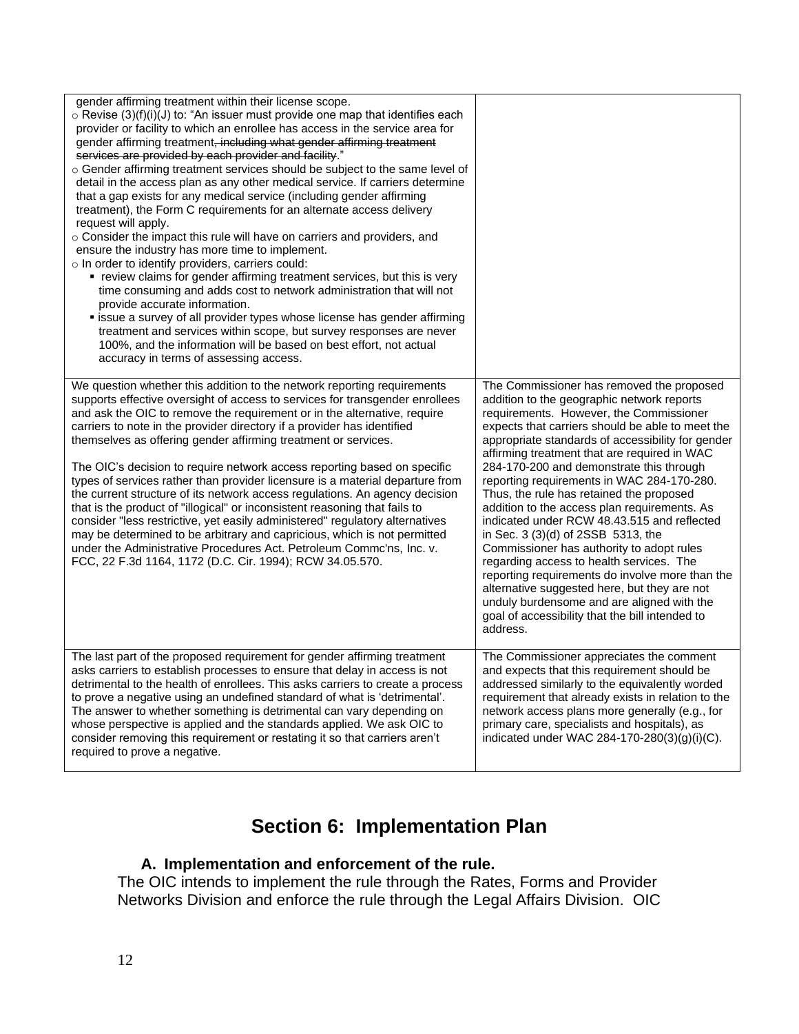| | |
|---|---|
| gender affirming treatment within their license scope.<br>○ Revise (3)(f)(i)(J) to: "An issuer must provide one map that identifies each provider or facility to which an enrollee has access in the service area for gender affirming treatment~~, including what gender affirming treatment services are provided by each provider and facility~~."<br>○ Gender affirming treatment services should be subject to the same level of detail in the access plan as any other medical service. If carriers determine that a gap exists for any medical service (including gender affirming treatment), the Form C requirements for an alternate access delivery request will apply.<br>○ Consider the impact this rule will have on carriers and providers, and ensure the industry has more time to implement.<br>○ In order to identify providers, carriers could:<br>▪ review claims for gender affirming treatment services, but this is very time consuming and adds cost to network administration that will not provide accurate information.<br>▪ issue a survey of all provider types whose license has gender affirming treatment and services within scope, but survey responses are never 100%, and the information will be based on best effort, not actual accuracy in terms of assessing access. | |
| We question whether this addition to the network reporting requirements supports effective oversight of access to services for transgender enrollees and ask the OIC to remove the requirement or in the alternative, require carriers to note in the provider directory if a provider has identified themselves as offering gender affirming treatment or services.<br><br>The OIC's decision to require network access reporting based on specific types of services rather than provider licensure is a material departure from the current structure of its network access regulations. An agency decision that is the product of "illogical" or inconsistent reasoning that fails to consider "less restrictive, yet easily administered" regulatory alternatives may be determined to be arbitrary and capricious, which is not permitted under the Administrative Procedures Act. Petroleum Commc'ns, Inc. v. FCC, 22 F.3d 1164, 1172 (D.C. Cir. 1994); RCW 34.05.570. | The Commissioner has removed the proposed addition to the geographic network reports requirements. However, the Commissioner expects that carriers should be able to meet the appropriate standards of accessibility for gender affirming treatment that are required in WAC 284-170-200 and demonstrate this through reporting requirements in WAC 284-170-280. Thus, the rule has retained the proposed addition to the access plan requirements. As indicated under RCW 48.43.515 and reflected in Sec. 3 (3)(d) of 2SSB 5313, the Commissioner has authority to adopt rules regarding access to health services. The reporting requirements do involve more than the alternative suggested here, but they are not unduly burdensome and are aligned with the goal of accessibility that the bill intended to address. |
| The last part of the proposed requirement for gender affirming treatment asks carriers to establish processes to ensure that delay in access is not detrimental to the health of enrollees. This asks carriers to create a process to prove a negative using an undefined standard of what is 'detrimental'. The answer to whether something is detrimental can vary depending on whose perspective is applied and the standards applied. We ask OIC to consider removing this requirement or restating it so that carriers aren't required to prove a negative. | The Commissioner appreciates the comment and expects that this requirement should be addressed similarly to the equivalently worded requirement that already exists in relation to the network access plans more generally (e.g., for primary care, specialists and hospitals), as indicated under WAC 284-170-280(3)(g)(i)(C). |

# Section 6: Implementation Plan

### A. Implementation and enforcement of the rule.

The OIC intends to implement the rule through the Rates, Forms and Provider Networks Division and enforce the rule through the Legal Affairs Division. OIC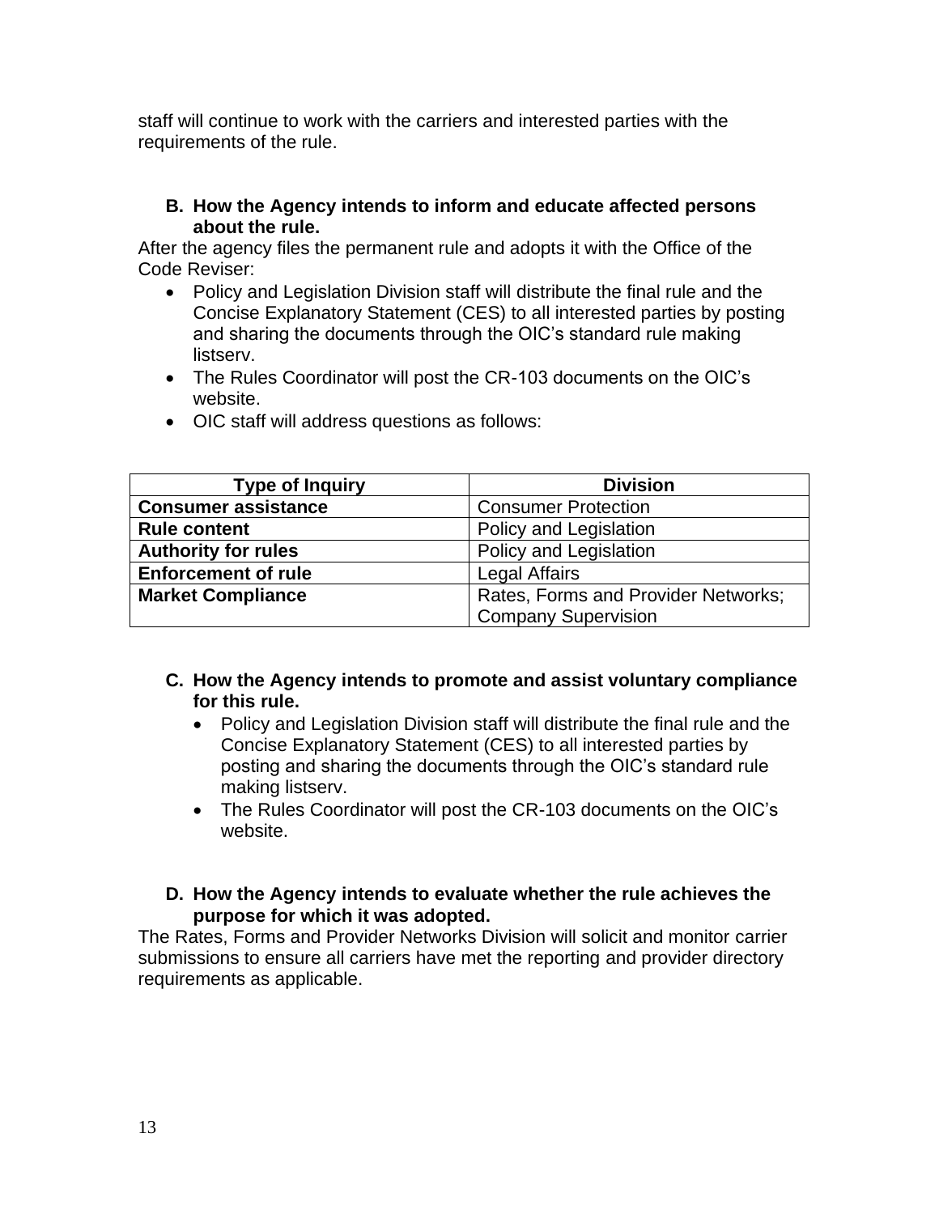staff will continue to work with the carriers and interested parties with the requirements of the rule.

### B. How the Agency intends to inform and educate affected persons about the rule.

After the agency files the permanent rule and adopts it with the Office of the Code Reviser:

- Policy and Legislation Division staff will distribute the final rule and the Concise Explanatory Statement (CES) to all interested parties by posting and sharing the documents through the OIC's standard rule making listserv.
- The Rules Coordinator will post the CR-103 documents on the OIC's website.
- OIC staff will address questions as follows:

| Type of Inquiry | Division |
|---|---|
| **Consumer assistance** | Consumer Protection |
| **Rule content** | Policy and Legislation |
| **Authority for rules** | Policy and Legislation |
| **Enforcement of rule** | Legal Affairs |
| **Market Compliance** | Rates, Forms and Provider Networks; Company Supervision |

### C. How the Agency intends to promote and assist voluntary compliance for this rule.

- Policy and Legislation Division staff will distribute the final rule and the Concise Explanatory Statement (CES) to all interested parties by posting and sharing the documents through the OIC's standard rule making listserv.
- The Rules Coordinator will post the CR-103 documents on the OIC's website.

### D. How the Agency intends to evaluate whether the rule achieves the purpose for which it was adopted.

The Rates, Forms and Provider Networks Division will solicit and monitor carrier submissions to ensure all carriers have met the reporting and provider directory requirements as applicable.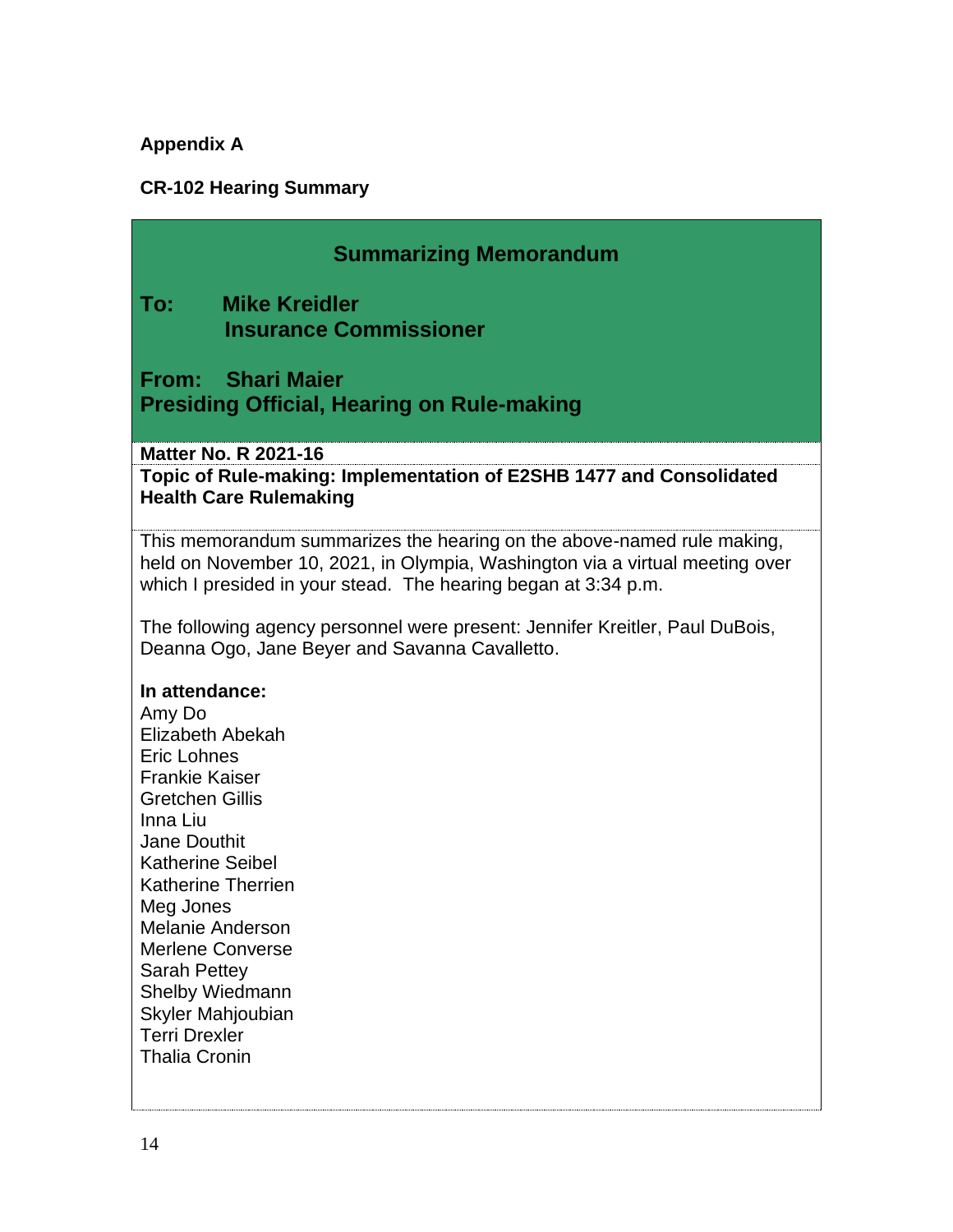**Appendix A**

**CR-102 Hearing Summary**

## Summarizing Memorandum

**To:** **Mike Kreidler**
**Insurance Commissioner**

**From:** **Shari Maier**
**Presiding Official, Hearing on Rule-making**

**Matter No. R 2021-16**

**Topic of Rule-making: Implementation of E2SHB 1477 and Consolidated Health Care Rulemaking**

This memorandum summarizes the hearing on the above-named rule making, held on November 10, 2021, in Olympia, Washington via a virtual meeting over which I presided in your stead. The hearing began at 3:34 p.m.

The following agency personnel were present: Jennifer Kreitler, Paul DuBois, Deanna Ogo, Jane Beyer and Savanna Cavalletto.

**In attendance:**

Amy Do
Elizabeth Abekah
Eric Lohnes
Frankie Kaiser
Gretchen Gillis
Inna Liu
Jane Douthit
Katherine Seibel
Katherine Therrien
Meg Jones
Melanie Anderson
Merlene Converse
Sarah Pettey
Shelby Wiedmann
Skyler Mahjoubian
Terri Drexler
Thalia Cronin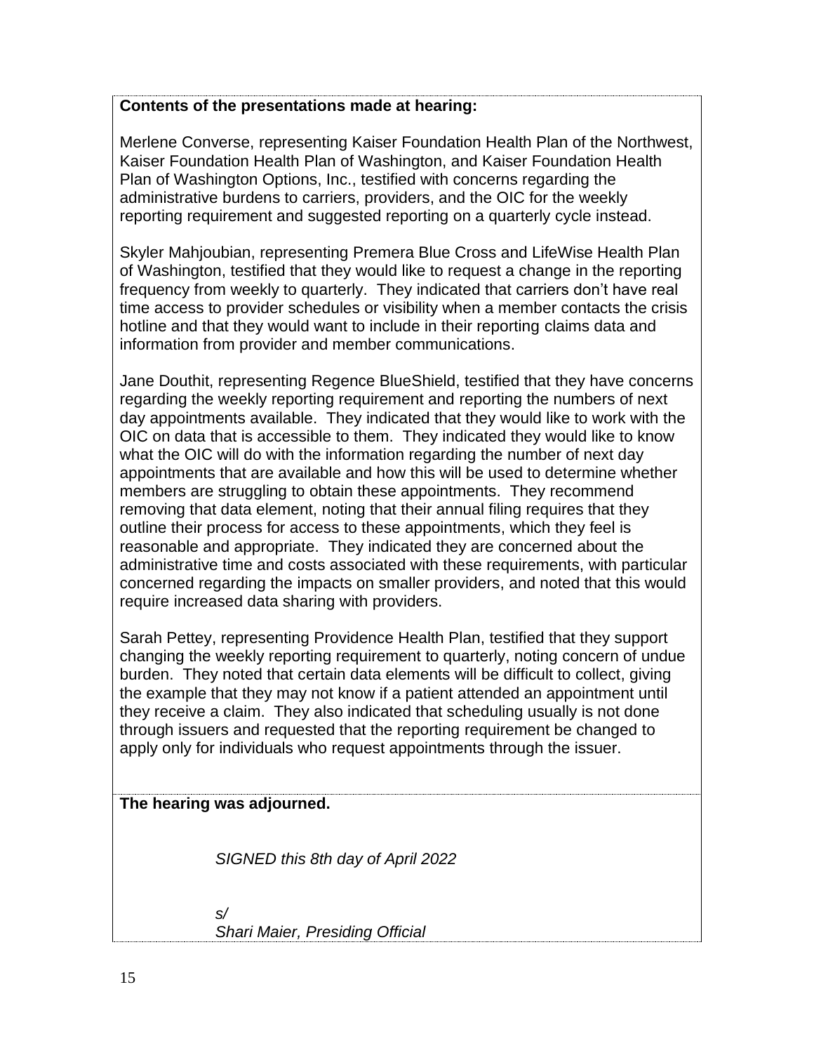**Contents of the presentations made at hearing:**

Merlene Converse, representing Kaiser Foundation Health Plan of the Northwest, Kaiser Foundation Health Plan of Washington, and Kaiser Foundation Health Plan of Washington Options, Inc., testified with concerns regarding the administrative burdens to carriers, providers, and the OIC for the weekly reporting requirement and suggested reporting on a quarterly cycle instead.

Skyler Mahjoubian, representing Premera Blue Cross and LifeWise Health Plan of Washington, testified that they would like to request a change in the reporting frequency from weekly to quarterly. They indicated that carriers don't have real time access to provider schedules or visibility when a member contacts the crisis hotline and that they would want to include in their reporting claims data and information from provider and member communications.

Jane Douthit, representing Regence BlueShield, testified that they have concerns regarding the weekly reporting requirement and reporting the numbers of next day appointments available. They indicated that they would like to work with the OIC on data that is accessible to them. They indicated they would like to know what the OIC will do with the information regarding the number of next day appointments that are available and how this will be used to determine whether members are struggling to obtain these appointments. They recommend removing that data element, noting that their annual filing requires that they outline their process for access to these appointments, which they feel is reasonable and appropriate. They indicated they are concerned about the administrative time and costs associated with these requirements, with particular concerned regarding the impacts on smaller providers, and noted that this would require increased data sharing with providers.

Sarah Pettey, representing Providence Health Plan, testified that they support changing the weekly reporting requirement to quarterly, noting concern of undue burden. They noted that certain data elements will be difficult to collect, giving the example that they may not know if a patient attended an appointment until they receive a claim. They also indicated that scheduling usually is not done through issuers and requested that the reporting requirement be changed to apply only for individuals who request appointments through the issuer.

**The hearing was adjourned.**

*SIGNED this 8th day of April 2022*

*s/*
*Shari Maier, Presiding Official*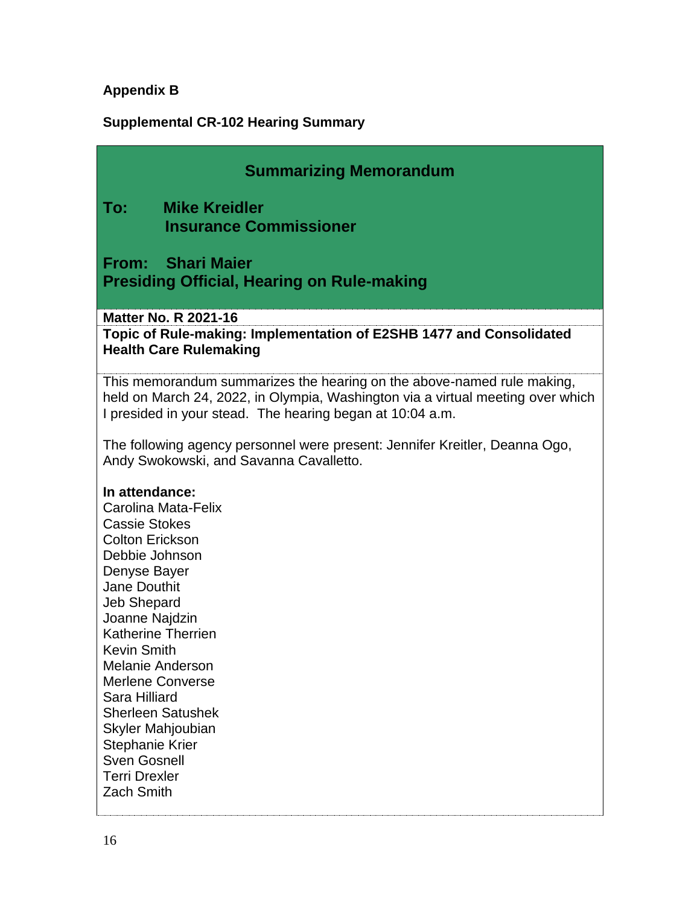**Appendix B**

**Supplemental CR-102 Hearing Summary**

## Summarizing Memorandum

**To: Mike Kreidler**
**Insurance Commissioner**

**From: Shari Maier**
**Presiding Official, Hearing on Rule-making**

**Matter No. R 2021-16**

**Topic of Rule-making: Implementation of E2SHB 1477 and Consolidated Health Care Rulemaking**

This memorandum summarizes the hearing on the above-named rule making, held on March 24, 2022, in Olympia, Washington via a virtual meeting over which I presided in your stead. The hearing began at 10:04 a.m.

The following agency personnel were present: Jennifer Kreitler, Deanna Ogo, Andy Swokowski, and Savanna Cavalletto.

**In attendance:**

Carolina Mata-Felix
Cassie Stokes
Colton Erickson
Debbie Johnson
Denyse Bayer
Jane Douthit
Jeb Shepard
Joanne Najdzin
Katherine Therrien
Kevin Smith
Melanie Anderson
Merlene Converse
Sara Hilliard
Sherleen Satushek
Skyler Mahjoubian
Stephanie Krier
Sven Gosnell
Terri Drexler
Zach Smith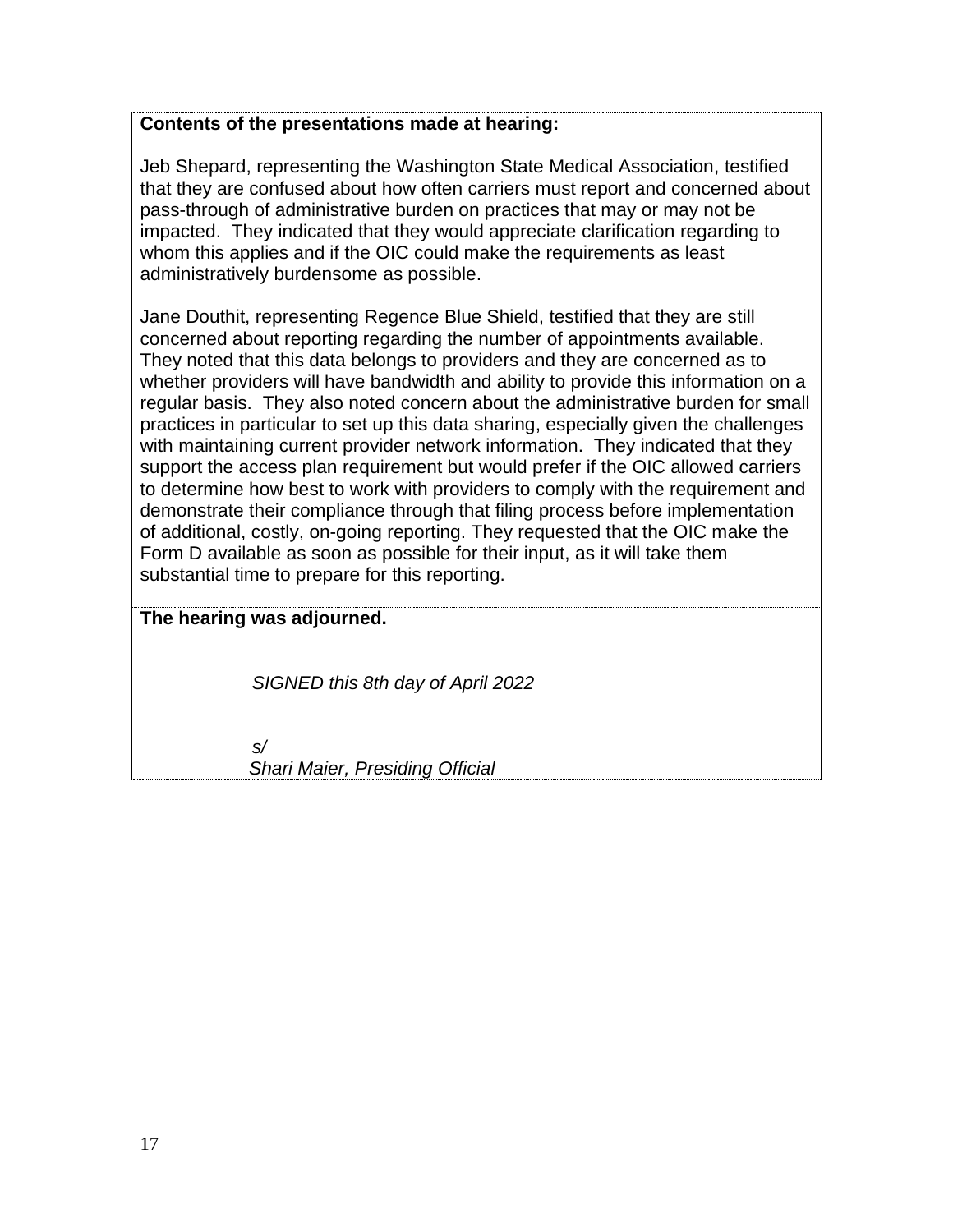**Contents of the presentations made at hearing:**

Jeb Shepard, representing the Washington State Medical Association, testified that they are confused about how often carriers must report and concerned about pass-through of administrative burden on practices that may or may not be impacted. They indicated that they would appreciate clarification regarding to whom this applies and if the OIC could make the requirements as least administratively burdensome as possible.

Jane Douthit, representing Regence Blue Shield, testified that they are still concerned about reporting regarding the number of appointments available. They noted that this data belongs to providers and they are concerned as to whether providers will have bandwidth and ability to provide this information on a regular basis. They also noted concern about the administrative burden for small practices in particular to set up this data sharing, especially given the challenges with maintaining current provider network information. They indicated that they support the access plan requirement but would prefer if the OIC allowed carriers to determine how best to work with providers to comply with the requirement and demonstrate their compliance through that filing process before implementation of additional, costly, on-going reporting. They requested that the OIC make the Form D available as soon as possible for their input, as it will take them substantial time to prepare for this reporting.

**The hearing was adjourned.**

*SIGNED this 8th day of April 2022*

*s/*
*Shari Maier, Presiding Official*